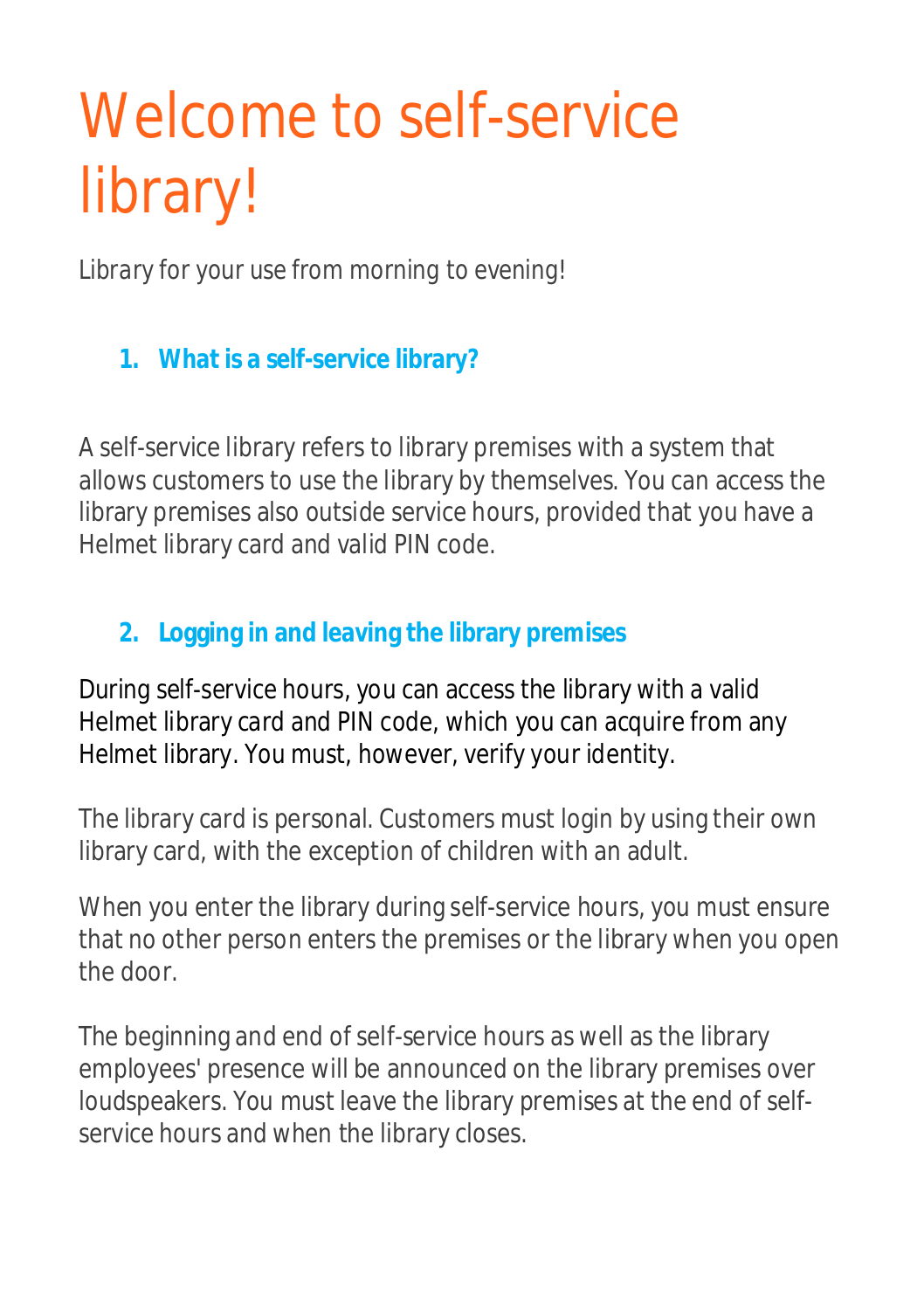# Welcome to self-service library!

*Library for your use from morning to evening!*

## 1. What is a self-service library?

A self-service library refers to library premises with a system that allows customers to use the library by themselves. You can access the library premises also outside service hours, provided that you have a Helmet library card and valid PIN code.

## 2. Logging in and leaving the library premises

During self-service hours, you can access the library with a valid Helmet library card and PIN code, which you can acquire from any Helmet library. You must, however, verify your identity.

The library card is personal. Customers must login by using their own library card, with the exception of children with an adult.

When you enter the library during self-service hours, you must ensure that no other person enters the premises or the library when you open the door.

The beginning and end of self-service hours as well as the library employees' presence will be announced on the library premises over loudspeakers. You must leave the library premises at the end of self-service hours and when the library closes.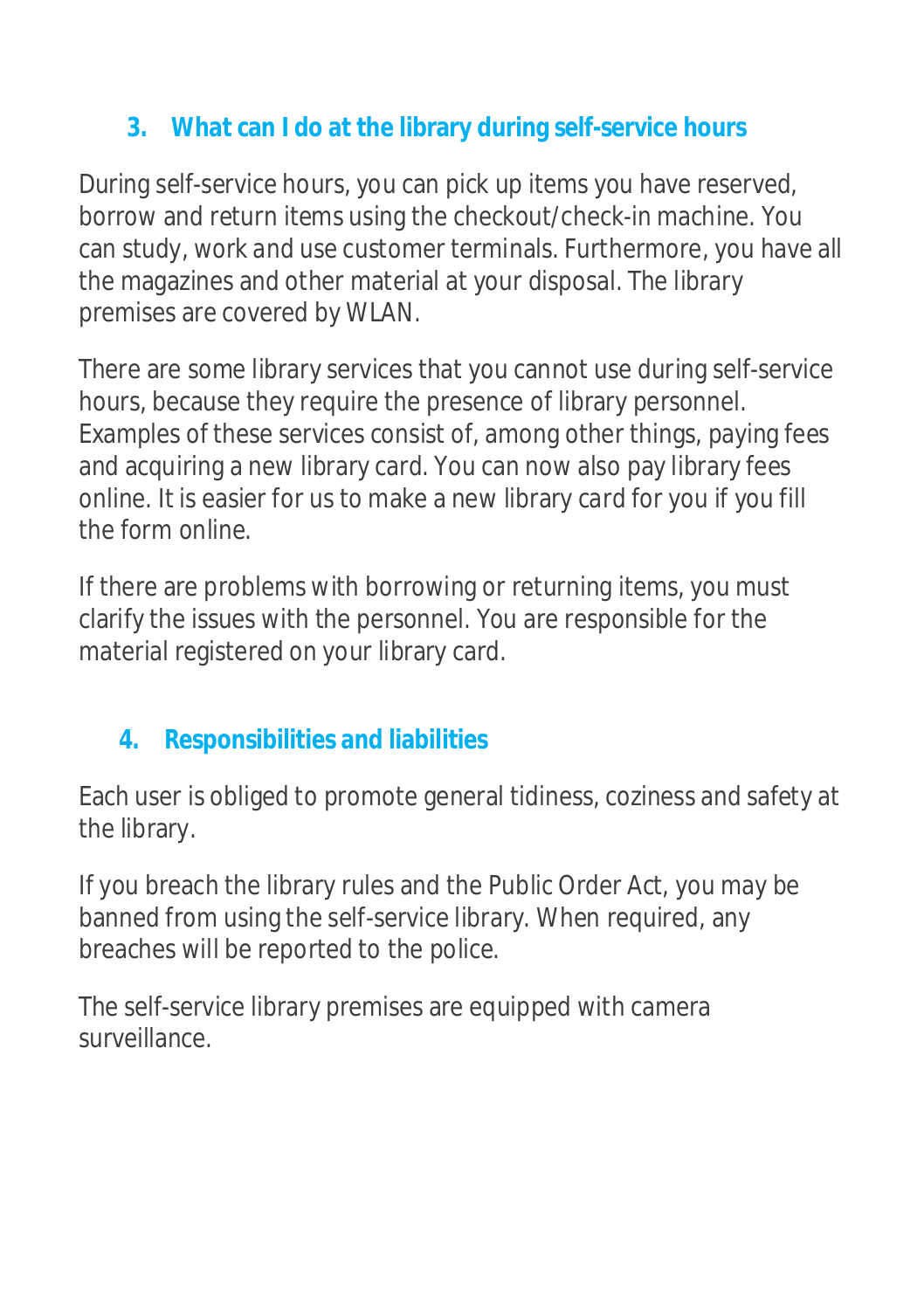## 3. What can I do at the library during self-service hours

During self-service hours, you can pick up items you have reserved, borrow and return items using the checkout/check-in machine. You can study, work and use customer terminals. Furthermore, you have all the magazines and other material at your disposal. The library premises are covered by WLAN.

There are some library services that you cannot use during self-service hours, because they require the presence of library personnel. Examples of these services consist of, among other things, paying fees and acquiring a new library card. You can now also pay library fees online. It is easier for us to make a new library card for you if you fill the form online.

If there are problems with borrowing or returning items, you must clarify the issues with the personnel. You are responsible for the material registered on your library card.

## 4. Responsibilities and liabilities

Each user is obliged to promote general tidiness, coziness and safety at the library.

If you breach the library rules and the Public Order Act, you may be banned from using the self-service library. When required, any breaches will be reported to the police.

The self-service library premises are equipped with camera surveillance.